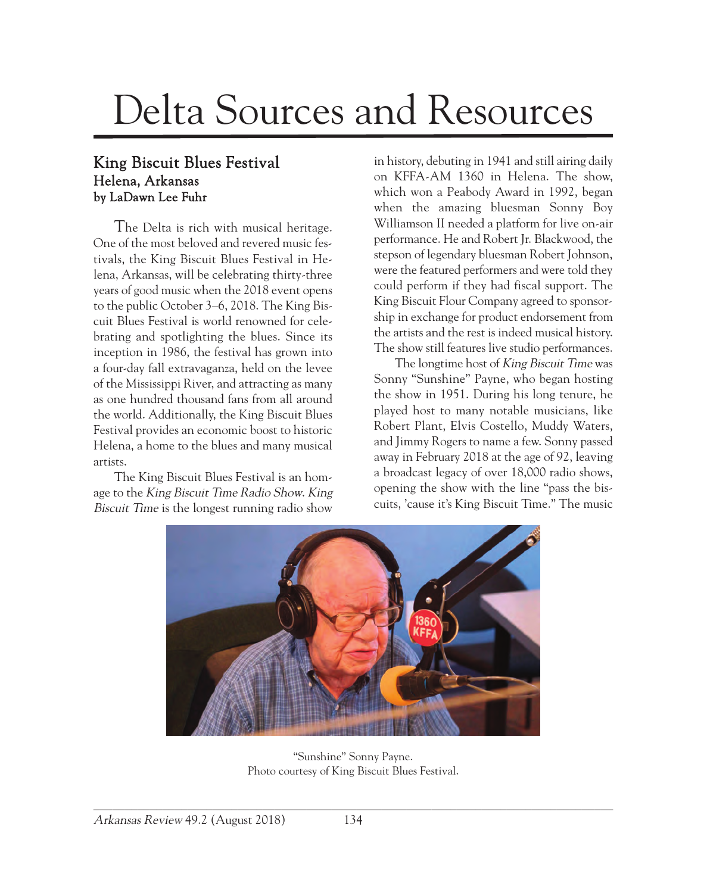# Delta Sources and Resources

## King Biscuit Blues Festival
### Helena, Arkansas
### by LaDawn Lee Fuhr

The Delta is rich with musical heritage. One of the most beloved and revered music festivals, the King Biscuit Blues Festival in Helena, Arkansas, will be celebrating thirty-three years of good music when the 2018 event opens to the public October 3–6, 2018. The King Biscuit Blues Festival is world renowned for celebrating and spotlighting the blues. Since its inception in 1986, the festival has grown into a four-day fall extravaganza, held on the levee of the Mississippi River, and attracting as many as one hundred thousand fans from all around the world. Additionally, the King Biscuit Blues Festival provides an economic boost to historic Helena, a home to the blues and many musical artists.

The King Biscuit Blues Festival is an homage to the *King Biscuit Time Radio Show*. *King Biscuit Time* is the longest running radio show in history, debuting in 1941 and still airing daily on KFFA-AM 1360 in Helena. The show, which won a Peabody Award in 1992, began when the amazing bluesman Sonny Boy Williamson II needed a platform for live on-air performance. He and Robert Jr. Blackwood, the stepson of legendary bluesman Robert Johnson, were the featured performers and were told they could perform if they had fiscal support. The King Biscuit Flour Company agreed to sponsorship in exchange for product endorsement from the artists and the rest is indeed musical history. The show still features live studio performances.

The longtime host of *King Biscuit Time* was Sonny "Sunshine" Payne, who began hosting the show in 1951. During his long tenure, he played host to many notable musicians, like Robert Plant, Elvis Costello, Muddy Waters, and Jimmy Rogers to name a few. Sonny passed away in February 2018 at the age of 92, leaving a broadcast legacy of over 18,000 radio shows, opening the show with the line "pass the biscuits, 'cause it's King Biscuit Time." The music

"Sunshine" Sonny Payne.
Photo courtesy of King Biscuit Blues Festival.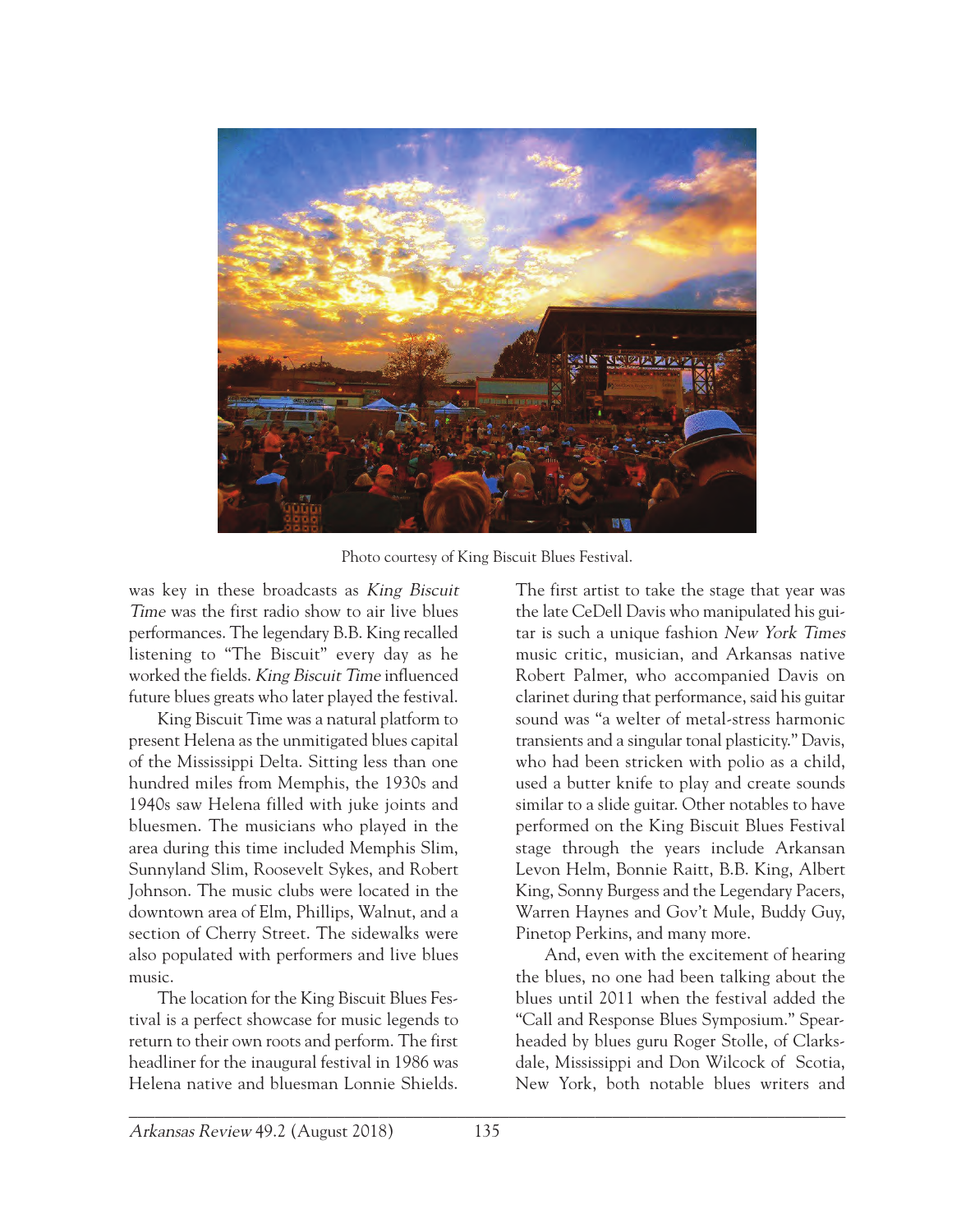Photo courtesy of King Biscuit Blues Festival.

was key in these broadcasts as *King Biscuit Time* was the first radio show to air live blues performances. The legendary B.B. King recalled listening to "The Biscuit" every day as he worked the fields. *King Biscuit Time* influenced future blues greats who later played the festival.

King Biscuit Time was a natural platform to present Helena as the unmitigated blues capital of the Mississippi Delta. Sitting less than one hundred miles from Memphis, the 1930s and 1940s saw Helena filled with juke joints and bluesmen. The musicians who played in the area during this time included Memphis Slim, Sunnyland Slim, Roosevelt Sykes, and Robert Johnson. The music clubs were located in the downtown area of Elm, Phillips, Walnut, and a section of Cherry Street. The sidewalks were also populated with performers and live blues music.

The location for the King Biscuit Blues Festival is a perfect showcase for music legends to return to their own roots and perform. The first headliner for the inaugural festival in 1986 was Helena native and bluesman Lonnie Shields. The first artist to take the stage that year was the late CeDell Davis who manipulated his guitar is such a unique fashion *New York Times* music critic, musician, and Arkansas native Robert Palmer, who accompanied Davis on clarinet during that performance, said his guitar sound was "a welter of metal-stress harmonic transients and a singular tonal plasticity." Davis, who had been stricken with polio as a child, used a butter knife to play and create sounds similar to a slide guitar. Other notables to have performed on the King Biscuit Blues Festival stage through the years include Arkansan Levon Helm, Bonnie Raitt, B.B. King, Albert King, Sonny Burgess and the Legendary Pacers, Warren Haynes and Gov't Mule, Buddy Guy, Pinetop Perkins, and many more.

And, even with the excitement of hearing the blues, no one had been talking about the blues until 2011 when the festival added the "Call and Response Blues Symposium." Spearheaded by blues guru Roger Stolle, of Clarksdale, Mississippi and Don Wilcock of Scotia, New York, both notable blues writers and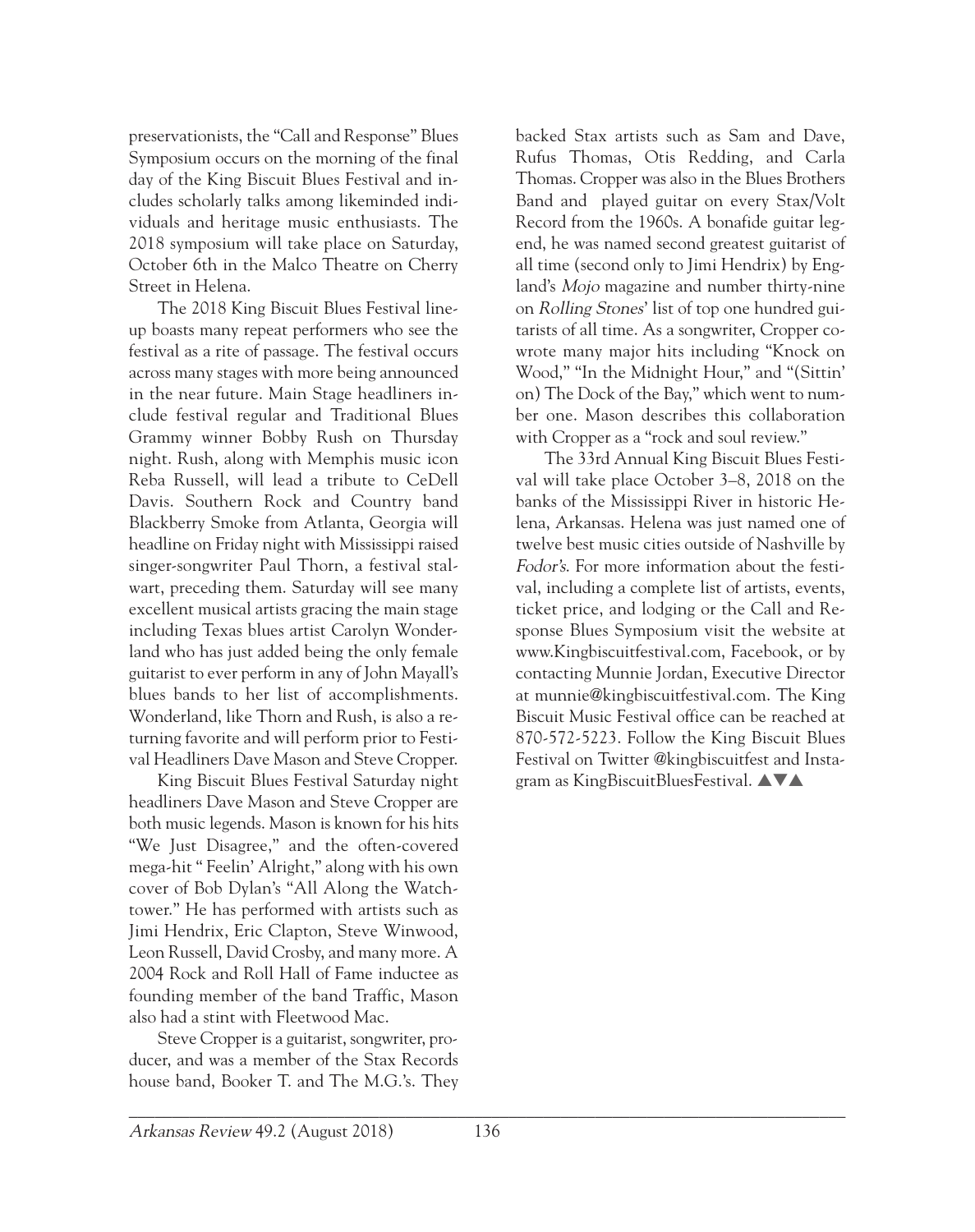preservationists, the "Call and Response" Blues Symposium occurs on the morning of the final day of the King Biscuit Blues Festival and includes scholarly talks among likeminded individuals and heritage music enthusiasts. The 2018 symposium will take place on Saturday, October 6th in the Malco Theatre on Cherry Street in Helena.

The 2018 King Biscuit Blues Festival lineup boasts many repeat performers who see the festival as a rite of passage. The festival occurs across many stages with more being announced in the near future. Main Stage headliners include festival regular and Traditional Blues Grammy winner Bobby Rush on Thursday night. Rush, along with Memphis music icon Reba Russell, will lead a tribute to CeDell Davis. Southern Rock and Country band Blackberry Smoke from Atlanta, Georgia will headline on Friday night with Mississippi raised singer-songwriter Paul Thorn, a festival stalwart, preceding them. Saturday will see many excellent musical artists gracing the main stage including Texas blues artist Carolyn Wonderland who has just added being the only female guitarist to ever perform in any of John Mayall's blues bands to her list of accomplishments. Wonderland, like Thorn and Rush, is also a returning favorite and will perform prior to Festival Headliners Dave Mason and Steve Cropper.

King Biscuit Blues Festival Saturday night headliners Dave Mason and Steve Cropper are both music legends. Mason is known for his hits "We Just Disagree," and the often-covered mega-hit " Feelin' Alright," along with his own cover of Bob Dylan's "All Along the Watchtower." He has performed with artists such as Jimi Hendrix, Eric Clapton, Steve Winwood, Leon Russell, David Crosby, and many more. A 2004 Rock and Roll Hall of Fame inductee as founding member of the band Traffic, Mason also had a stint with Fleetwood Mac.

Steve Cropper is a guitarist, songwriter, producer, and was a member of the Stax Records house band, Booker T. and The M.G.'s. They backed Stax artists such as Sam and Dave, Rufus Thomas, Otis Redding, and Carla Thomas. Cropper was also in the Blues Brothers Band and played guitar on every Stax/Volt Record from the 1960s. A bonafide guitar legend, he was named second greatest guitarist of all time (second only to Jimi Hendrix) by England's *Mojo* magazine and number thirty-nine on *Rolling Stones*' list of top one hundred guitarists of all time. As a songwriter, Cropper co-wrote many major hits including "Knock on Wood," "In the Midnight Hour," and "(Sittin' on) The Dock of the Bay," which went to number one. Mason describes this collaboration with Cropper as a "rock and soul review."

The 33rd Annual King Biscuit Blues Festival will take place October 3–8, 2018 on the banks of the Mississippi River in historic Helena, Arkansas. Helena was just named one of twelve best music cities outside of Nashville by *Fodor's*. For more information about the festival, including a complete list of artists, events, ticket price, and lodging or the Call and Response Blues Symposium visit the website at www.Kingbiscuitfestival.com, Facebook, or by contacting Munnie Jordan, Executive Director at munnie@kingbiscuitfestival.com. The King Biscuit Music Festival office can be reached at 870-572-5223. Follow the King Biscuit Blues Festival on Twitter @kingbiscuitfest and Instagram as KingBiscuitBluesFestival. ▲▼▲